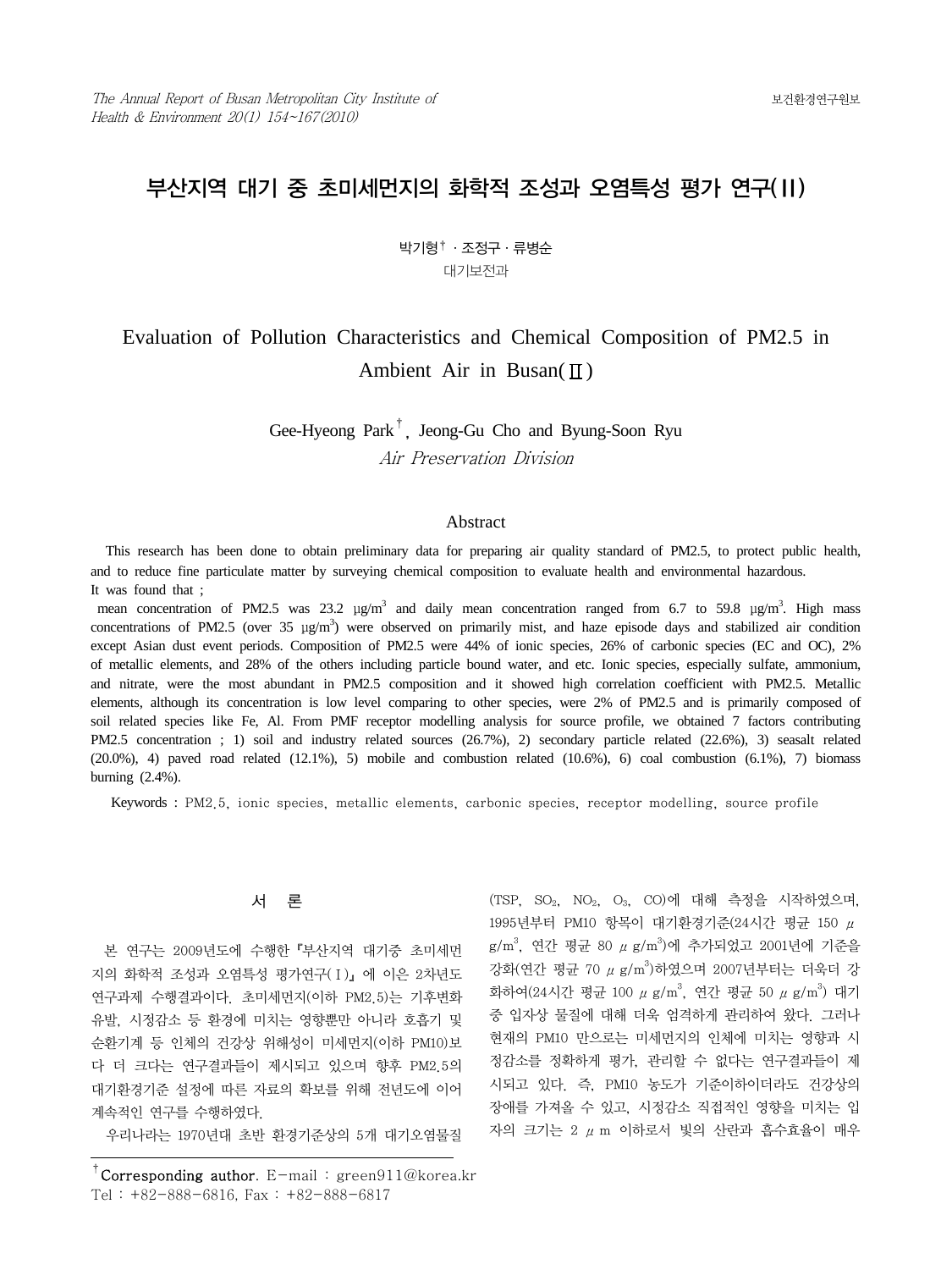# 부산지역 대기 중 초미세먼지의 화학적 조성과 오염특성 평가 연구(II)

박기형† · 조정구 · 류병순

대기보전과

# Evaluation of Pollution Characteristics and Chemical Composition of PM2.5 in Ambient Air in Busan(Ⅱ)

Gee-Hyeong Park†, Jeong-Gu Cho and Byung-Soon Ryu

*Air Preservation Division*

## Abstract

This research has been done to obtain preliminary data for preparing air quality standard of PM2.5, to protect public health, and to reduce fine particulate matter by surveying chemical composition to evaluate health and environmental hazardous.

It was found that ;

mean concentration of PM2.5 was 23.2 $\mu g/m^3$ and daily mean concentration ranged from 6.7 to 59.8 $\mu g/m^3$. High mass concentrations of PM2.5 (over 35 $\mu g/m^3$) were observed on primarily mist, and haze episode days and stabilized air condition except Asian dust event periods. Composition of PM2.5 were 44% of ionic species, 26% of carbonic species (EC and OC), 2% of metallic elements, and 28% of the others including particle bound water, and etc. Ionic species, especially sulfate, ammonium, and nitrate, were the most abundant in PM2.5 composition and it showed high correlation coefficient with PM2.5. Metallic elements, although its concentration is low level comparing to other species, were 2% of PM2.5 and is primarily composed of soil related species like Fe, Al. From PMF receptor modelling analysis for source profile, we obtained 7 factors contributing PM2.5 concentration ; 1) soil and industry related sources (26.7%), 2) secondary particle related (22.6%), 3) seasalt related (20.0%), 4) paved road related (12.1%), 5) mobile and combustion related (10.6%), 6) coal combustion (6.1%), 7) biomass burning (2.4%).

Keywords : PM2.5, ionic species, metallic elements, carbonic species, receptor modelling, source profile

## 서 론

본 연구는 2009년도에 수행한『부산지역 대기중 초미세먼지의 화학적 조성과 오염특성 평가연구(Ⅰ)』에 이은 2차년도 연구과제 수행결과이다. 초미세먼지(이하 PM2.5)는 기후변화 유발, 시정감소 등 환경에 미치는 영향뿐만 아니라 호흡기 및 순환기계 등 인체의 건강상 위해성이 미세먼지(이하 PM10)보다 더 크다는 연구결과들이 제시되고 있으며 향후 PM2.5의 대기환경기준 설정에 따른 자료의 확보를 위해 전년도에 이어 계속적인 연구를 수행하였다.

우리나라는 1970년대 초반 환경기준상의 5개 대기오염물질($TSP$, $SO_2$, $NO_2$, $O_3$, $CO$)에 대해 측정을 시작하였으며, 1995년부터 PM10 항목이 대기환경기준(24시간 평균 150 $\mu g/m^3$, 연간 평균 80 $\mu g/m^3$)에 추가되었고 2001년에 기준을 강화(연간 평균 70 $\mu g/m^3$)하였으며 2007년부터는 더욱더 강화하여(24시간 평균 100 $\mu g/m^3$, 연간 평균 50 $\mu g/m^3$) 대기 중 입자상 물질에 대해 더욱 엄격하게 관리하여 왔다. 그러나 현재의 PM10 만으로는 미세먼지의 인체에 미치는 영향과 시정감소를 정확하게 평가, 관리할 수 없다는 연구결과들이 제시되고 있다. 즉, PM10 농도가 기준이하이더라도 건강상의 장애를 가져올 수 있고, 시정감소 직접적인 영향을 미치는 입자의 크기는 2 $\mu m$ 이하로서 빛의 산란과 흡수효율이 매우

---

† Corresponding author. E-mail : green911@korea.kr
Tel : +82-888-6816, Fax : +82-888-6817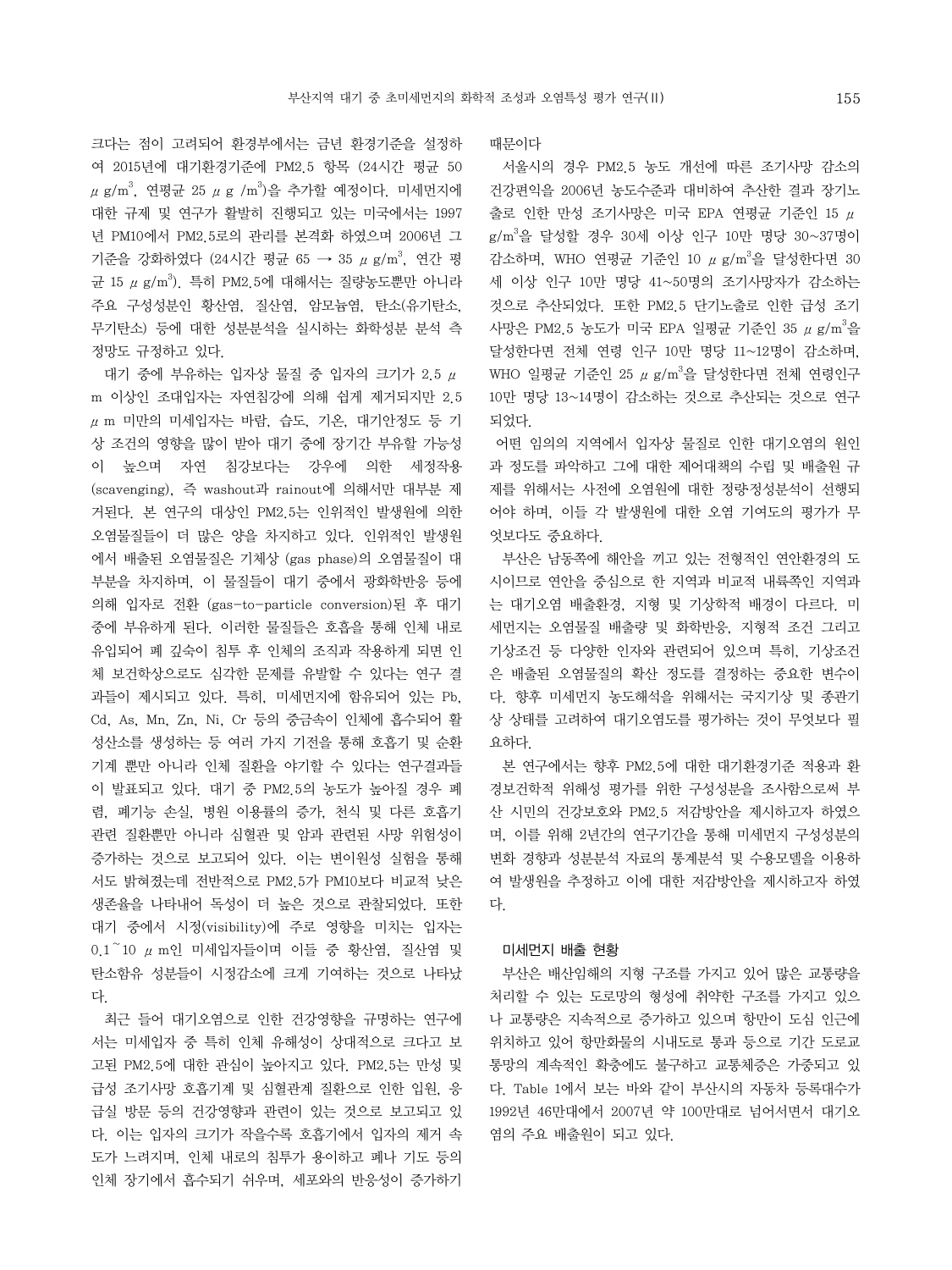크다는 점이 고려되어 환경부에서는 금년 환경기준을 설정하여 2015년에 대기환경기준에 PM2.5 항목 (24시간 평균 50 $\mu g/m^3$, 연평균 25 $\mu g/m^3$)을 추가할 예정이다. 미세먼지에 대한 규제 및 연구가 활발히 진행되고 있는 미국에서는 1997년 PM10에서 PM2.5로의 관리를 본격화 하였으며 2006년 그 기준을 강화하였다 (24시간 평균 65 → 35 $\mu g/m^3$, 연간 평균 15 $\mu g/m^3$). 특히 PM2.5에 대해서는 질량농도뿐만 아니라 주요 구성성분인 황산염, 질산염, 암모늄염, 탄소(유기탄소, 무기탄소) 등에 대한 성분분석을 실시하는 화학성분 분석 측정망도 규정하고 있다.

대기 중에 부유하는 입자상 물질 중 입자의 크기가 2.5 $\mu m$ 이상인 조대입자는 자연침강에 의해 쉽게 제거되지만 2.5 $\mu m$ 미만의 미세입자는 바람, 습도, 기온, 대기안정도 등 기상 조건의 영향을 많이 받아 대기 중에 장기간 부유할 가능성이 높으며 자연 침강보다는 강우에 의한 세정작용(scavenging), 즉 washout과 rainout에 의해서만 대부분 제거된다. 본 연구의 대상인 PM2.5는 인위적인 발생원에 의한 오염물질들이 더 많은 양을 차지하고 있다. 인위적인 발생원에서 배출된 오염물질은 기체상 (gas phase)의 오염물질이 대부분을 차지하며, 이 물질들이 대기 중에서 광화학반응 등에 의해 입자로 전환 (gas-to-particle conversion)된 후 대기 중에 부유하게 된다. 이러한 물질들은 호흡을 통해 인체 내로 유입되어 폐 깊숙이 침투 후 인체의 조직과 작용하게 되면 인체 보건학상으로도 심각한 문제를 유발할 수 있다는 연구 결과들이 제시되고 있다. 특히, 미세먼지에 함유되어 있는 Pb, Cd, As, Mn, Zn, Ni, Cr 등의 중금속이 인체에 흡수되어 활성산소를 생성하는 등 여러 가지 기전을 통해 호흡기 및 순환기계 뿐만 아니라 인체 질환을 야기할 수 있다는 연구결과들이 발표되고 있다. 대기 중 PM2.5의 농도가 높아질 경우 폐렴, 폐기능 손실, 병원 이용률의 증가, 천식 및 다른 호흡기 관련 질환뿐만 아니라 심혈관 및 암과 관련된 사망 위험성이 증가하는 것으로 보고되어 있다. 이는 변이원성 실험을 통해서도 밝혀졌는데 전반적으로 PM2.5가 PM10보다 비교적 낮은 생존율을 나타내어 독성이 더 높은 것으로 관찰되었다. 또한 대기 중에서 시정(visibility)에 주로 영향을 미치는 입자는 0.1~10 $\mu m$인 미세입자들이며 이들 중 황산염, 질산염 및 탄소함유 성분들이 시정감소에 크게 기여하는 것으로 나타났다.

최근 들어 대기오염으로 인한 건강영향을 규명하는 연구에서는 미세입자 중 특히 인체 유해성이 상대적으로 크다고 보고된 PM2.5에 대한 관심이 높아지고 있다. PM2.5는 만성 및 급성 조기사망 호흡기계 및 심혈관계 질환으로 인한 입원, 응급실 방문 등의 건강영향과 관련이 있는 것으로 보고되고 있다. 이는 입자의 크기가 작을수록 호흡기에서 입자의 제거 속도가 느려지며, 인체 내로의 침투가 용이하고 폐나 기도 등의 인체 장기에서 흡수되기 쉬우며, 세포와의 반응성이 증가하기 때문이다

서울시의 경우 PM2.5 농도 개선에 따른 조기사망 감소의 건강편익을 2006년 농도수준과 대비하여 추산한 결과 장기노출로 인한 만성 조기사망은 미국 EPA 연평균 기준인 15 $\mu g/m^3$을 달성할 경우 30세 이상 인구 10만 명당 30~37명이 감소하며, WHO 연평균 기준인 10 $\mu g/m^3$을 달성한다면 30세 이상 인구 10만 명당 41~50명의 조기사망자가 감소하는 것으로 추산되었다. 또한 PM2.5 단기노출로 인한 급성 조기사망은 PM2.5 농도가 미국 EPA 일평균 기준인 35 $\mu g/m^3$을 달성한다면 전체 연령 인구 10만 명당 11~12명이 감소하며, WHO 일평균 기준인 25 $\mu g/m^3$을 달성한다면 전체 연령인구 10만 명당 13~14명이 감소하는 것으로 추산되는 것으로 연구되었다.

어떤 임의의 지역에서 입자상 물질로 인한 대기오염의 원인과 정도를 파악하고 그에 대한 제어대책의 수립 및 배출원 규제를 위해서는 사전에 오염원에 대한 정량정성분석이 선행되어야 하며, 이들 각 발생원에 대한 오염 기여도의 평가가 무엇보다도 중요하다.

부산은 남동쪽에 해안을 끼고 있는 전형적인 연안환경의 도시이므로 연안을 중심으로 한 지역과 비교적 내륙쪽인 지역과는 대기오염 배출환경, 지형 및 기상학적 배경이 다르다. 미세먼지는 오염물질 배출량 및 화학반응, 지형적 조건 그리고 기상조건 등 다양한 인자와 관련되어 있으며 특히, 기상조건은 배출된 오염물질의 확산 정도를 결정하는 중요한 변수이다. 향후 미세먼지 농도해석을 위해서는 국지기상 및 종관기상 상태를 고려하여 대기오염도를 평가하는 것이 무엇보다 필요하다.

본 연구에서는 향후 PM2.5에 대한 대기환경기준 적용과 환경보건학적 위해성 평가를 위한 구성성분을 조사함으로써 부산 시민의 건강보호와 PM2.5 저감방안을 제시하고자 하였으며, 이를 위해 2년간의 연구기간을 통해 미세먼지 구성성분의 변화 경향과 성분분석 자료의 통계분석 및 수용모델을 이용하여 발생원을 추정하고 이에 대한 저감방안을 제시하고자 하였다.

## 미세먼지 배출 현황

부산은 배산임해의 지형 구조를 가지고 있어 많은 교통량을 처리할 수 있는 도로망의 형성에 취약한 구조를 가지고 있으나 교통량은 지속적으로 증가하고 있으며 항만이 도심 인근에 위치하고 있어 항만화물의 시내도로 통과 등으로 기간 도로교통망의 계속적인 확충에도 불구하고 교통체증은 가중되고 있다. Table 1에서 보는 바와 같이 부산시의 자동차 등록대수가 1992년 46만대에서 2007년 약 100만대로 넘어서면서 대기오염의 주요 배출원이 되고 있다.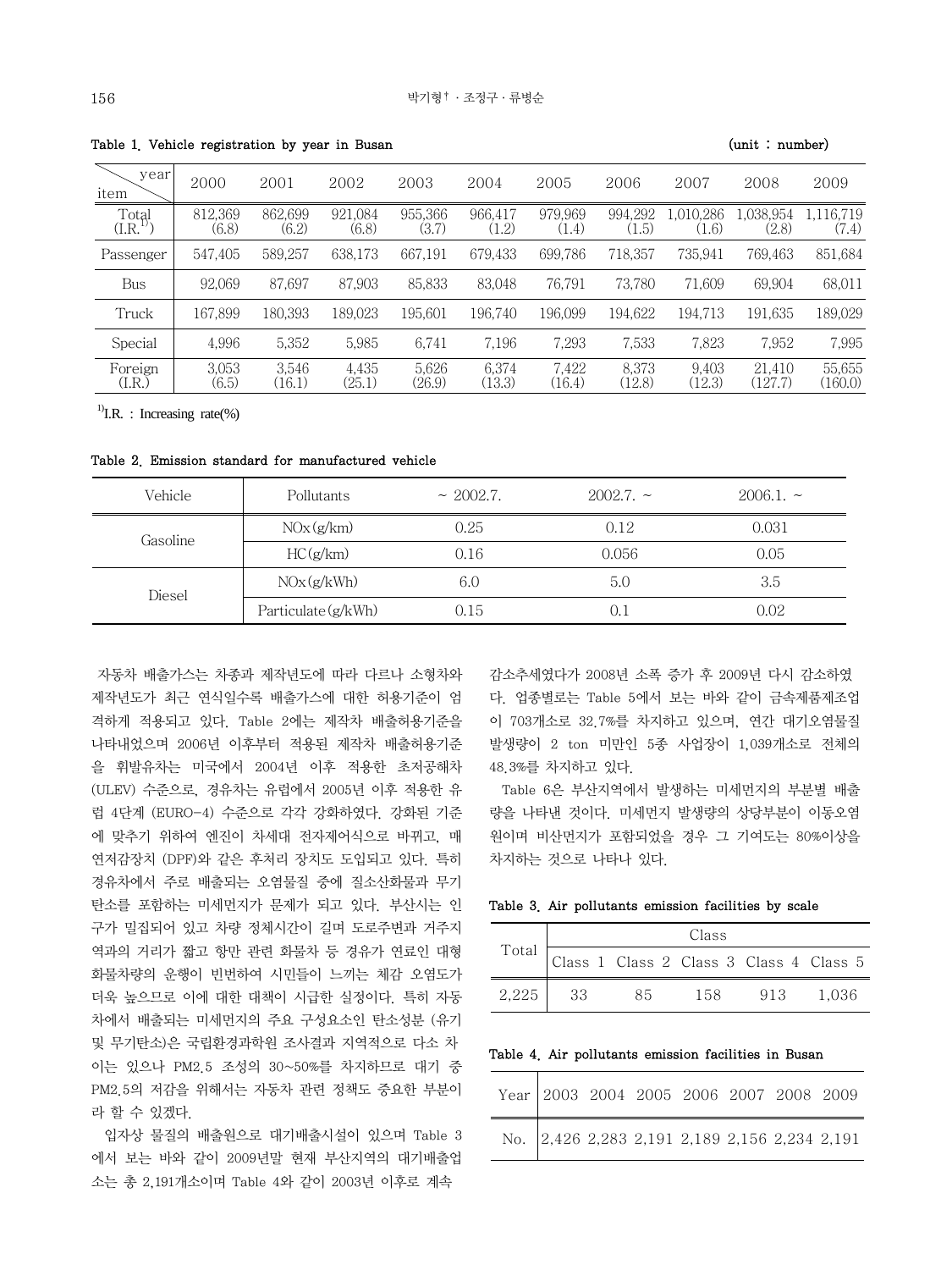Table 1. Vehicle registration by year in Busan (unit : number)

| item \ year | 2000 | 2001 | 2002 | 2003 | 2004 | 2005 | 2006 | 2007 | 2008 | 2009 |
|---|---|---|---|---|---|---|---|---|---|---|
| Total (I.R.[1]) | 812,369 (6.8) | 862,699 (6.2) | 921,084 (6.8) | 955,366 (3.7) | 966,417 (1.2) | 979,969 (1.4) | 994,292 (1.5) | 1,010,286 (1.6) | 1,038,954 (2.8) | 1,116,719 (7.4) |
| Passenger | 547,405 | 589,257 | 638,173 | 667,191 | 679,433 | 699,786 | 718,357 | 735,941 | 769,463 | 851,684 |
| Bus | 92,069 | 87,697 | 87,903 | 85,833 | 83,048 | 76,791 | 73,780 | 71,609 | 69,904 | 68,011 |
| Truck | 167,899 | 180,393 | 189,023 | 195,601 | 196,740 | 196,099 | 194,622 | 194,713 | 191,635 | 189,029 |
| Special | 4,996 | 5,352 | 5,985 | 6,741 | 7,196 | 7,293 | 7,533 | 7,823 | 7,952 | 7,995 |
| Foreign (I.R.) | 3,053 (6.5) | 3,546 (16.1) | 4,435 (25.1) | 5,626 (26.9) | 6,374 (13.3) | 7,422 (16.4) | 8,373 (12.8) | 9,403 (12.3) | 21,410 (127.7) | 55,655 (160.0) |

[1]I.R. : Increasing rate(%)

Table 2. Emission standard for manufactured vehicle

| Vehicle | Pollutants | ~ 2002.7. | 2002.7. ~ | 2006.1. ~ |
|---|---|---|---|---|
| Gasoline | NOx(g/km) | 0.25 | 0.12 | 0.031 |
| | HC(g/km) | 0.16 | 0.056 | 0.05 |
| Diesel | NOx(g/kWh) | 6.0 | 5.0 | 3.5 |
| | Particulate(g/kWh) | 0.15 | 0.1 | 0.02 |

자동차 배출가스는 차종과 제작년도에 따라 다르나 소형차와 제작년도가 최근 연식일수록 배출가스에 대한 허용기준이 엄격하게 적용되고 있다. Table 2에는 제작차 배출허용기준을 나타내었으며 2006년 이후부터 적용된 제작차 배출허용기준을 휘발유차는 미국에서 2004년 이후 적용한 초저공해차 (ULEV) 수준으로, 경유차는 유럽에서 2005년 이후 적용한 유럽 4단계 (EURO-4) 수준으로 각각 강화하였다. 강화된 기준에 맞추기 위하여 엔진이 차세대 전자제어식으로 바뀌고, 매연저감장치 (DPF)와 같은 후처리 장치도 도입되고 있다. 특히 경유차에서 주로 배출되는 오염물질 중에 질소산화물과 무기탄소를 포함하는 미세먼지가 문제가 되고 있다. 부산시는 인구가 밀집되어 있고 차량 정체시간이 길며 도로주변과 거주지역과의 거리가 짧고 항만 관련 화물차 등 경유가 연료인 대형화물차량의 운행이 빈번하여 시민들이 느끼는 체감 오염도가 더욱 높으므로 이에 대한 대책이 시급한 실정이다. 특히 자동차에서 배출되는 미세먼지의 주요 구성요소인 탄소성분 (유기 및 무기탄소)은 국립환경과학원 조사결과 지역적으로 다소 차이는 있으나 PM2.5 조성의 30~50%를 차지하므로 대기 중 PM2.5의 저감을 위해서는 자동차 관련 정책도 중요한 부분이라 할 수 있겠다.

입자상 물질의 배출원으로 대기배출시설이 있으며 Table 3에서 보는 바와 같이 2009년말 현재 부산지역의 대기배출업소는 총 2,191개소이며 Table 4와 같이 2003년 이후로 계속 감소추세였다가 2008년 소폭 증가 후 2009년 다시 감소하였다. 업종별로는 Table 5에서 보는 바와 같이 금속제품제조업이 703개소로 32.7%를 차지하고 있으며, 연간 대기오염물질 발생량이 2 ton 미만인 5종 사업장이 1,039개소로 전체의 48.3%를 차지하고 있다.

Table 6은 부산지역에서 발생하는 미세먼지의 부분별 배출량을 나타낸 것이다. 미세먼지 발생량의 상당부분이 이동오염원이며 비산먼지가 포함되었을 경우 그 기여도는 80%이상을 차지하는 것으로 나타나 있다.

Table 3. Air pollutants emission facilities by scale

| Total | Class | | | | |
|---|---|---|---|---|---|
| | Class 1 | Class 2 | Class 3 | Class 4 | Class 5 |
| 2,225 | 33 | 85 | 158 | 913 | 1,036 |

Table 4. Air pollutants emission facilities in Busan

| Year | 2003 | 2004 | 2005 | 2006 | 2007 | 2008 | 2009 |
|---|---|---|---|---|---|---|---|
| No. | 2,426 | 2,283 | 2,191 | 2,189 | 2,156 | 2,234 | 2,191 |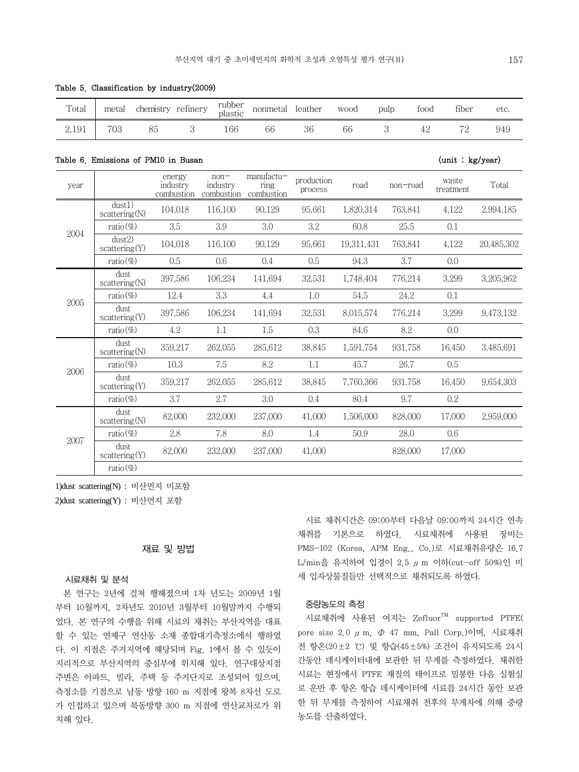Table 5. Classification by industry(2009)

| Total | metal | chemistry | refinery | rubber plastic | nonmetal | leather | wood | pulp | food | fiber | etc. |
|---|---|---|---|---|---|---|---|---|---|---|---|
| 2,191 | 703 | 85 | 3 | 166 | 66 | 36 | 66 | 3 | 42 | 72 | 949 |

Table 6. Emissions of PM10 in Busan (unit : kg/year)

| year | | energy industry combustion | non-industry combustion | manufacturing combustion | production process | road | non-road | waste treatment | Total |
|---|---|---|---|---|---|---|---|---|---|
| 2004 | dust1) scattering(N) | 104,018 | 116,100 | 90,129 | 95,661 | 1,820,314 | 763,841 | 4,122 | 2,994,185 |
| | ratio(%) | 3.5 | 3.9 | 3.0 | 3.2 | 60.8 | 25.5 | 0.1 | |
| | dust2) scattering(Y) | 104,018 | 116,100 | 90,129 | 95,661 | 19,311,431 | 763,841 | 4,122 | 20,485,302 |
| | ratio(%) | 0.5 | 0.6 | 0.4 | 0.5 | 94.3 | 3.7 | 0.0 | |
| 2005 | dust scattering(N) | 397,586 | 106,234 | 141,694 | 32,531 | 1,748,404 | 776,214 | 3,299 | 3,205,962 |
| | ratio(%) | 12.4 | 3.3 | 4.4 | 1.0 | 54.5 | 24.2 | 0.1 | |
| | dust scattering(Y) | 397,586 | 106,234 | 141,694 | 32,531 | 8,015,574 | 776,214 | 3,299 | 9,473,132 |
| | ratio(%) | 4.2 | 1.1 | 1.5 | 0.3 | 84.6 | 8.2 | 0.0 | |
| 2006 | dust scattering(N) | 359,217 | 262,055 | 285,612 | 38,845 | 1,591,754 | 931,758 | 16,450 | 3,485,691 |
| | ratio(%) | 10.3 | 7.5 | 8.2 | 1.1 | 45.7 | 26.7 | 0.5 | |
| | dust scattering(Y) | 359,217 | 262,055 | 285,612 | 38,845 | 7,760,366 | 931,758 | 16,450 | 9,654,303 |
| | ratio(%) | 3.7 | 2.7 | 3.0 | 0.4 | 80.4 | 9.7 | 0.2 | |
| 2007 | dust scattering(N) | 82,000 | 232,000 | 237,000 | 41,000 | 1,506,000 | 828,000 | 17,000 | 2,959,000 |
| | ratio(%) | 2.8 | 7.8 | 8.0 | 1.4 | 50.9 | 28.0 | 0.6 | |
| | dust scattering(Y) | 82,000 | 232,000 | 237,000 | 41,000 | | 828,000 | 17,000 | |
| | ratio(%) | | | | | | | | |

1)dust scattering(N) : 비산먼지 미포함

2)dust scattering(Y) : 비산먼지 포함

## 재료 및 방법

### 시료채취 및 분석

본 연구는 2년에 걸쳐 행해졌으며 1차 년도는 2009년 1월부터 10월까지, 2차년도 2010년 3월부터 10월말까지 수행되었다. 본 연구의 수행을 위해 시료의 채취는 부산지역을 대표할 수 있는 연제구 연산동 소재 종합대기측정소에서 행하였다. 이 지점은 주거지역에 해당되며 Fig. 1에서 볼 수 있듯이 지리적으로 부산지역의 중심부에 위치해 있다. 연구대상지점 주변은 아파트, 빌라, 주택 등 주거단지로 조성되어 있으며, 측정소를 기점으로 남동 방향 160 m 지점에 왕복 8차선 도로가 인접하고 있으며 북동방향 300 m 지점에 연산교차로가 위치해 있다.

시료 채취시간은 09:00부터 다음날 09:00까지 24시간 연속채취를 기본으로 하였다. 시료채취에 사용된 장비는 PMS-102 (Korea, APM Eng., Co.)로 시료채취유량은 16.7 L/min을 유지하여 입경이 2.5 μm 이하(cut-off 50%)인 미세 입자상물질들만 선택적으로 채취되도록 하였다.

### 중량농도의 측정

시료채취에 사용된 여지는 Zefluor™ supported PTFE(pore size 2.0 μm, Φ 47 mm, Pall Corp.)이며, 시료채취 전 항온(20±2 ℃) 및 항습(45±5%) 조건이 유지되도록 24시간동안 데시케이터내에 보관한 뒤 무게를 측정하였다. 채취한 시료는 현장에서 PTFE 재질의 테이프로 밀봉한 다음 실험실로 운반 후 항온 항습 데시케이터에 시료를 24시간 동안 보관한 뒤 무게를 측정하여 시료채취 전후의 무게차에 의해 중량농도를 산출하였다.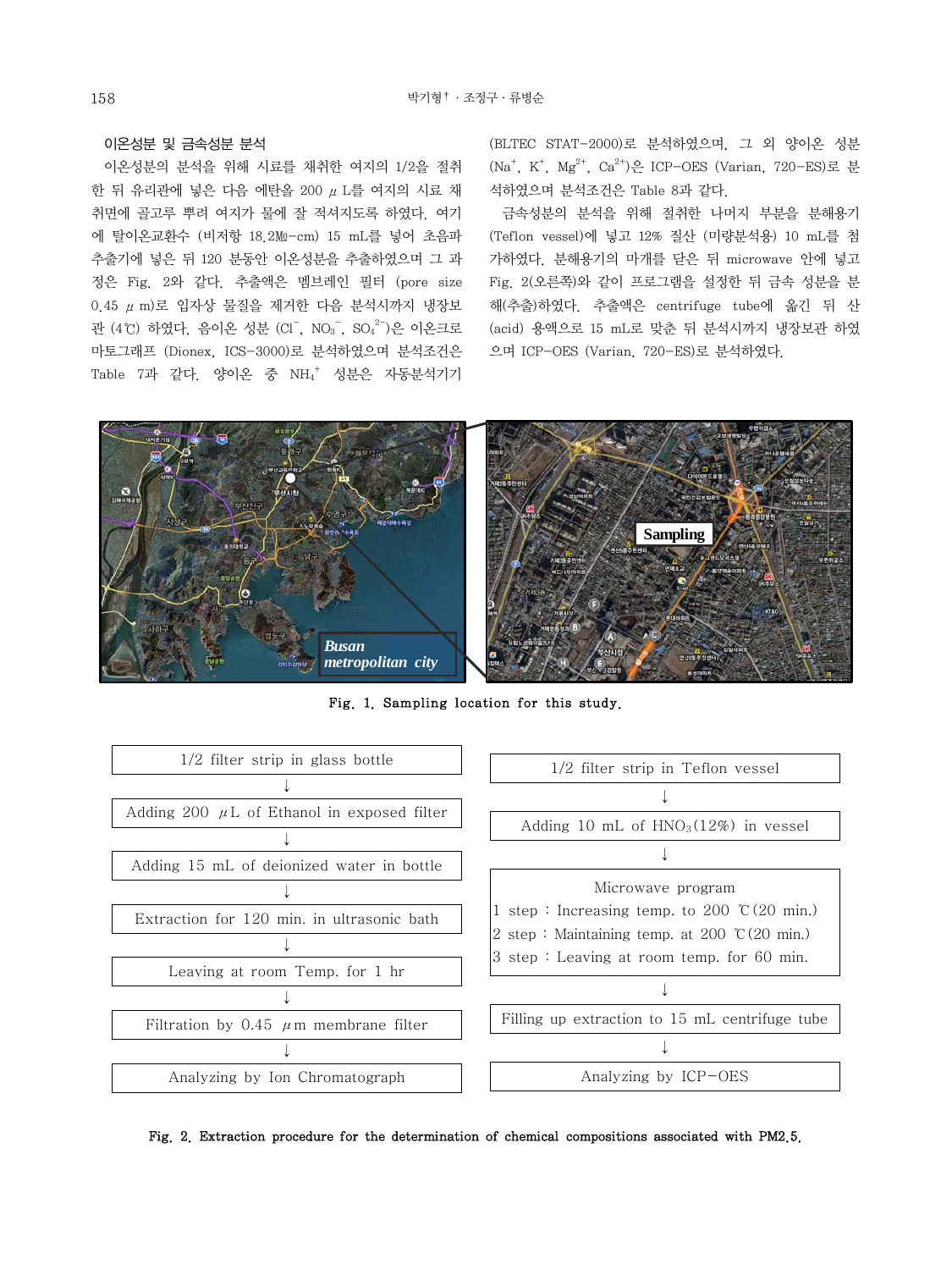### 이온성분 및 금속성분 분석

이온성분의 분석을 위해 시료를 채취한 여지의 1/2을 절취한 뒤 유리관에 넣은 다음 에탄올 200 μL를 여지의 시료 채취면에 골고루 뿌려 여지가 물에 잘 적셔지도록 하였다. 여기에 탈이온교환수 (비저항 18.2㏁-cm) 15 mL를 넣어 초음파 추출기에 넣은 뒤 120 분동안 이온성분을 추출하였으며 그 과정은 Fig. 2와 같다. 추출액은 멤브레인 필터 (pore size 0.45 μm)로 입자상 물질을 제거한 다음 분석시까지 냉장보관 (4℃) 하였다. 음이온 성분 ($Cl^-$, $NO_3^-$, $SO_4^{2-}$)은 이온크로마토그래프 (Dionex, ICS-3000)로 분석하였으며 분석조건은 Table 7과 같다. 양이온 중 $NH_4^+$ 성분은 자동분석기기 (BLTEC STAT-2000)로 분석하였으며, 그 외 양이온 성분 ($Na^+$, $K^+$, $Mg^{2+}$, $Ca^{2+}$)은 ICP-OES (Varian, 720-ES)로 분석하였으며 분석조건은 Table 8과 같다.

금속성분의 분석을 위해 절취한 나머지 부분을 분해용기 (Teflon vessel)에 넣고 12% 질산 (미량분석용) 10 mL를 첨가하였다. 분해용기의 마개를 닫은 뒤 microwave 안에 넣고 Fig. 2(오른쪽)와 같이 프로그램을 설정한 뒤 금속 성분을 분해(추출)하였다. 추출액은 centrifuge tube에 옮긴 뒤 산(acid) 용액으로 15 mL로 맞춘 뒤 분석시까지 냉장보관 하였으며 ICP-OES (Varian, 720-ES)로 분석하였다.

Fig. 1. Sampling location for this study.

1/2 filter strip in glass bottle
↓
Adding 200 μL of Ethanol in exposed filter
↓
Adding 15 mL of deionized water in bottle
↓
Extraction for 120 min. in ultrasonic bath
↓
Leaving at room Temp. for 1 hr
↓
Filtration by 0.45 μm membrane filter
↓
Analyzing by Ion Chromatograph

1/2 filter strip in Teflon vessel
↓
Adding 10 mL of $HNO_3$(12%) in vessel
↓
Microwave program
1 step : Increasing temp. to 200 ℃(20 min.)
2 step : Maintaining temp. at 200 ℃(20 min.)
3 step : Leaving at room temp. for 60 min.
↓
Filling up extraction to 15 mL centrifuge tube
↓
Analyzing by ICP-OES

Fig. 2. Extraction procedure for the determination of chemical compositions associated with PM2.5.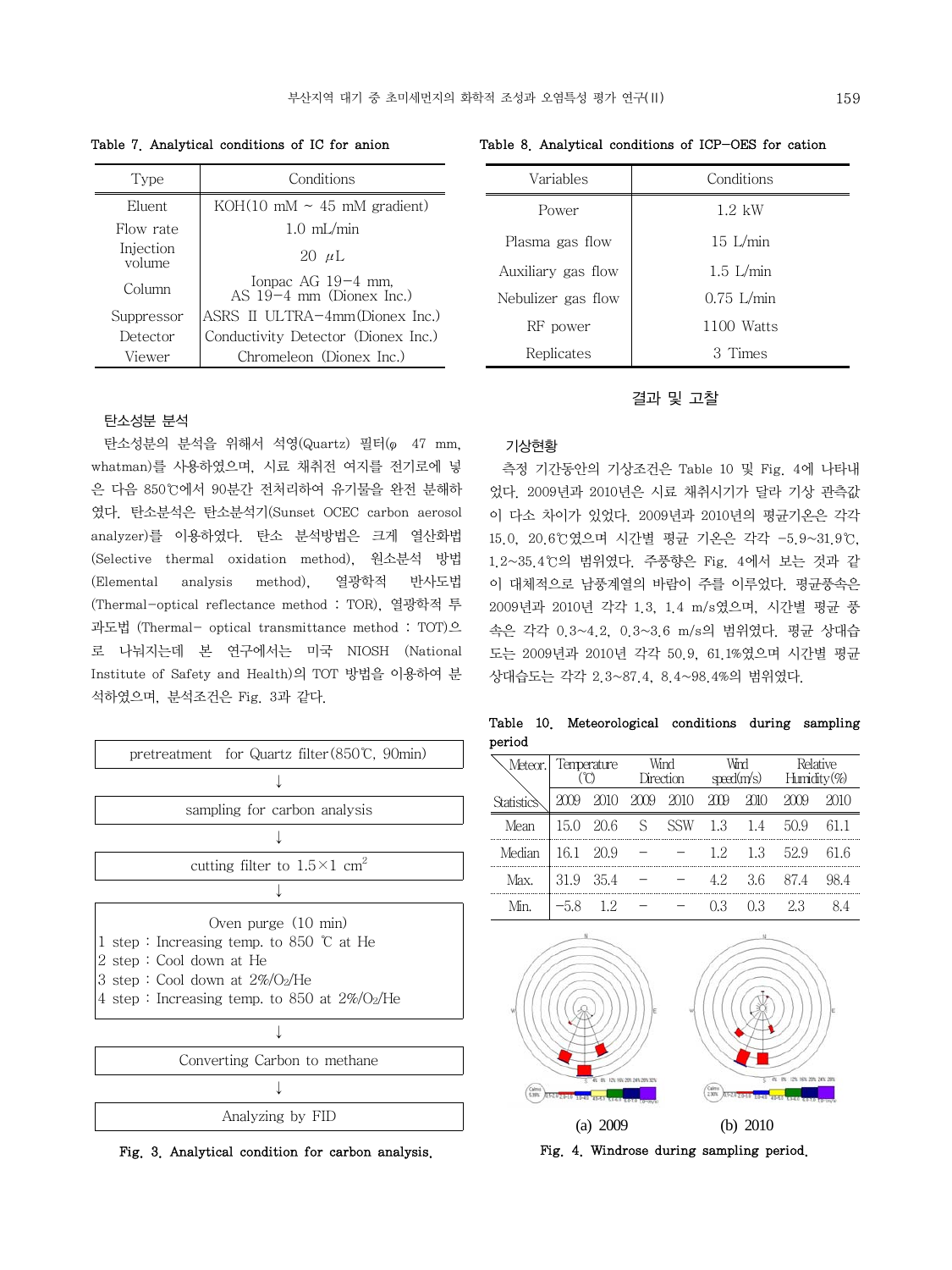Table 7. Analytical conditions of IC for anion

| Type | Conditions |
|---|---|
| Eluent | KOH(10 mM ~ 45 mM gradient) |
| Flow rate | 1.0 mL/min |
| Injection volume | 20 $\mu$L |
| Column | Ionpac AG 19−4 mm, AS 19−4 mm (Dionex Inc.) |
| Suppressor | ASRS II ULTRA−4mm(Dionex Inc.) |
| Detector | Conductivity Detector (Dionex Inc.) |
| Viewer | Chromeleon (Dionex Inc.) |

Table 8. Analytical conditions of ICP−OES for cation

| Variables | Conditions |
|---|---|
| Power | 1.2 kW |
| Plasma gas flow | 15 L/min |
| Auxiliary gas flow | 1.5 L/min |
| Nebulizer gas flow | 0.75 L/min |
| RF power | 1100 Watts |
| Replicates | 3 Times |

### 탄소성분 분석

탄소성분의 분석을 위해서 석영(Quartz) 필터(φ 47 mm, whatman)를 사용하였으며, 시료 채취전 여지를 전기로에 넣은 다음 850℃에서 90분간 전처리하여 유기물을 완전 분해하였다. 탄소분석은 탄소분석기(Sunset OCEC carbon aerosol analyzer)를 이용하였다. 탄소 분석방법은 크게 열산화법(Selective thermal oxidation method), 원소분석 방법(Elemental analysis method), 열광학적 반사도법(Thermal−optical reflectance method : TOR), 열광학적 투과도법 (Thermal− optical transmittance method : TOT)으로 나눠지는데 본 연구에서는 미국 NIOSH (National Institute of Safety and Health)의 TOT 방법을 이용하여 분석하였으며, 분석조건은 Fig. 3과 같다.

pretreatment for Quartz filter(850℃, 90min)
↓
sampling for carbon analysis
↓
cutting filter to 1.5×1 $cm^2$
↓
Oven purge (10 min)
1 step : Increasing temp. to 850 ℃ at He
2 step : Cool down at He
3 step : Cool down at 2%/$O_2$/He
4 step : Increasing temp. to 850 at 2%/$O_2$/He
↓
Converting Carbon to methane
↓
Analyzing by FID

Fig. 3. Analytical condition for carbon analysis.

## 결과 및 고찰

### 기상현황

측정 기간동안의 기상조건은 Table 10 및 Fig. 4에 나타내었다. 2009년과 2010년은 시료 채취시기가 달라 기상 관측값이 다소 차이가 있었다. 2009년과 2010년의 평균기온은 각각 15.0, 20.6℃였으며 시간별 평균 기온은 각각 −5.9~31.9℃, 1.2~35.4℃의 범위였다. 주풍향은 Fig. 4에서 보는 것과 같이 대체적으로 남풍계열의 바람이 주를 이루었다. 평균풍속은 2009년과 2010년 각각 1.3, 1.4 m/s였으며, 시간별 평균 풍속은 각각 0.3~4.2, 0.3~3.6 m/s의 범위였다. 평균 상대습도는 2009년과 2010년 각각 50.9, 61.1%였으며 시간별 평균 상대습도는 각각 2.3~87.4, 8.4~98.4%의 범위였다.

Table 10. Meteorological conditions during sampling period

| Meteor. / Statistics | Temperature (℃) | | Wind Direction | | Wind speed(m/s) | | Relative Humidity(%) | |
|---|---|---|---|---|---|---|---|---|
| | 2009 | 2010 | 2009 | 2010 | 2009 | 2010 | 2009 | 2010 |
| Mean | 15.0 | 20.6 | S | SSW | 1.3 | 1.4 | 50.9 | 61.1 |
| Median | 16.1 | 20.9 | − | − | 1.2 | 1.3 | 52.9 | 61.6 |
| Max. | 31.9 | 35.4 | − | − | 4.2 | 3.6 | 87.4 | 98.4 |
| Min. | −5.8 | 1.2 | − | − | 0.3 | 0.3 | 2.3 | 8.4 |

(a) 2009 (b) 2010

Fig. 4. Windrose during sampling period.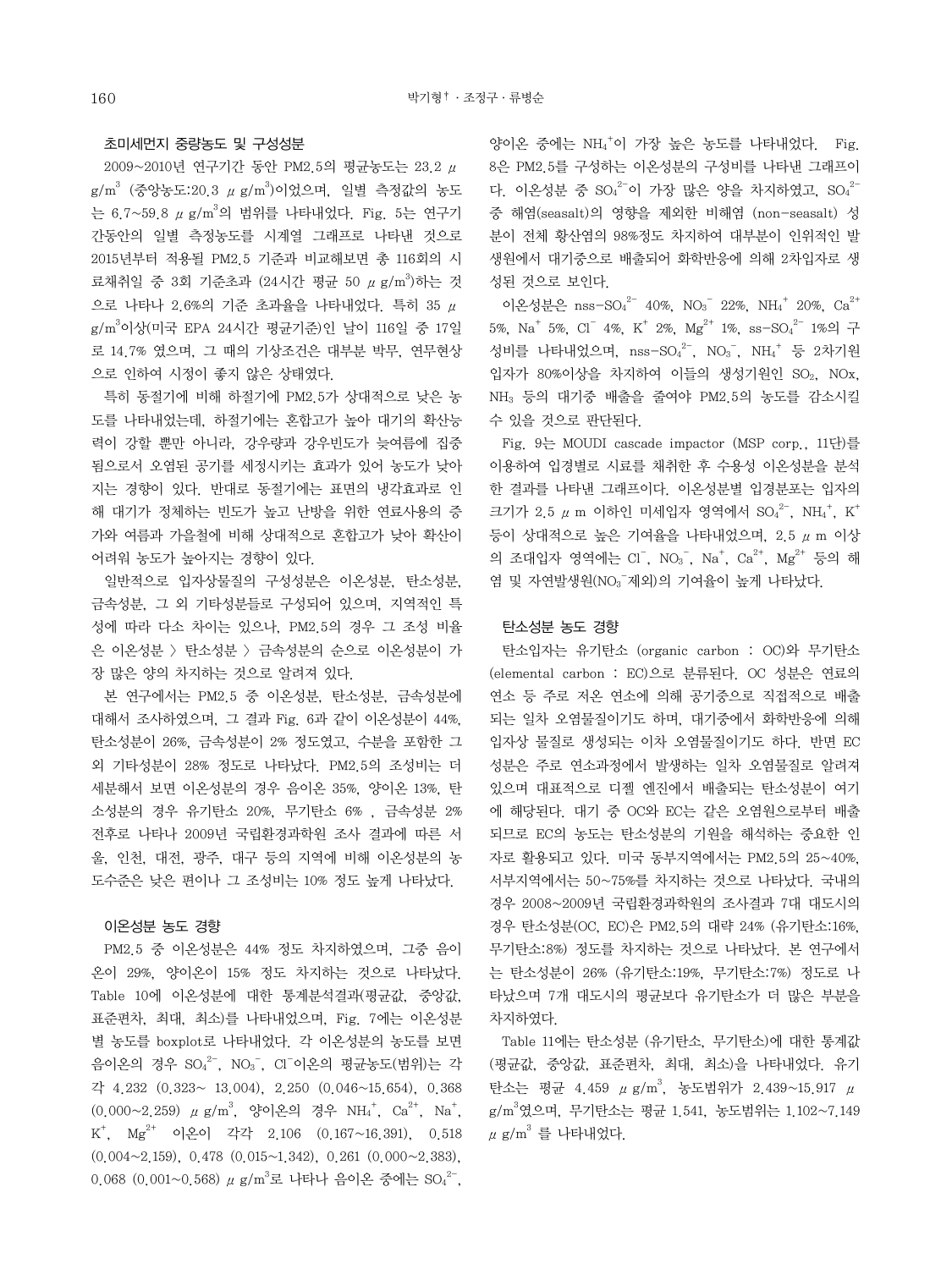### 초미세먼지 중량농도 및 구성성분

2009~2010년 연구기간 동안 PM2.5의 평균농도는 23.2 $\mu g/m^3$ (중앙농도:20.3 $\mu g/m^3$)이었으며, 일별 측정값의 농도는 6.7~59.8 $\mu g/m^3$의 범위를 나타내었다. Fig. 5는 연구기간동안의 일별 측정농도를 시계열 그래프로 나타낸 것으로 2015년부터 적용될 PM2.5 기준과 비교해보면 총 116회의 시료채취일 중 3회 기준초과 (24시간 평균 50 $\mu g/m^3$)하는 것으로 나타나 2.6%의 기준 초과율을 나타내었다. 특히 35 $\mu g/m^3$이상(미국 EPA 24시간 평균기준)인 날이 116일 중 17일로 14.7% 였으며, 그 때의 기상조건은 대부분 박무, 연무현상으로 인하여 시정이 좋지 않은 상태였다.

특히 동절기에 비해 하절기에 PM2.5가 상대적으로 낮은 농도를 나타내었는데, 하절기에는 혼합고가 높아 대기의 확산능력이 강할 뿐만 아니라, 강우량과 강우빈도가 늦여름에 집중됨으로서 오염된 공기를 세정시키는 효과가 있어 농도가 낮아지는 경향이 있다. 반대로 동절기에는 표면의 냉각효과로 인해 대기가 정체하는 빈도가 높고 난방을 위한 연료사용의 증가와 여름과 가을철에 비해 상대적으로 혼합고가 낮아 확산이 어려워 농도가 높아지는 경향이 있다.

일반적으로 입자상물질의 구성성분은 이온성분, 탄소성분, 금속성분, 그 외 기타성분들로 구성되어 있으며, 지역적인 특성에 따라 다소 차이는 있으나, PM2.5의 경우 그 조성 비율은 이온성분 〉 탄소성분 〉 금속성분의 순으로 이온성분이 가장 많은 양의 차지하는 것으로 알려져 있다.

본 연구에서는 PM2.5 중 이온성분, 탄소성분, 금속성분에 대해서 조사하였으며, 그 결과 Fig. 6과 같이 이온성분이 44%, 탄소성분이 26%, 금속성분이 2% 정도였고, 수분을 포함한 그 외 기타성분이 28% 정도로 나타났다. PM2.5의 조성비는 더 세분해서 보면 이온성분의 경우 음이온 35%, 양이온 13%, 탄소성분의 경우 유기탄소 20%, 무기탄소 6% , 금속성분 2% 전후로 나타나 2009년 국립환경과학원 조사 결과에 따른 서울, 인천, 대전, 광주, 대구 등의 지역에 비해 이온성분의 농도수준은 낮은 편이나 그 조성비는 10% 정도 높게 나타났다.

### 이온성분 농도 경향

PM2.5 중 이온성분은 44% 정도 차지하였으며, 그중 음이온이 29%, 양이온이 15% 정도 차지하는 것으로 나타났다. Table 10에 이온성분에 대한 통계분석결과(평균값, 중앙값, 표준편차, 최대, 최소)를 나타내었으며, Fig. 7에는 이온성분별 농도를 boxplot로 나타내었다. 각 이온성분의 농도를 보면 음이온의 경우 $SO_4^{2-}$, $NO_3^-$, $Cl^-$이온의 평균농도(범위)는 각각 4.232 (0.323~ 13.004), 2.250 (0.046~15.654), 0.368 (0.000~2.259) $\mu g/m^3$, 양이온의 경우 $NH_4^+$, $Ca^{2+}$, $Na^+$, $K^+$, $Mg^{2+}$ 이온이 각각 2.106 (0.167~16.391), 0.518 (0.004~2.159), 0.478 (0.015~1.342), 0.261 (0.000~2.383), 0.068 (0.001~0.568) $\mu g/m^3$로 나타나 음이온 중에는 $SO_4^{2-}$, 양이온 중에는 $NH_4^+$이 가장 높은 농도를 나타내었다. Fig. 8은 PM2.5를 구성하는 이온성분의 구성비를 나타낸 그래프이다. 이온성분 중 $SO_4^{2-}$이 가장 많은 양을 차지하였고, $SO_4^{2-}$ 중 해염(seasalt)의 영향을 제외한 비해염 (non-seasalt) 성분이 전체 황산염의 98%정도 차지하여 대부분이 인위적인 발생원에서 대기중으로 배출되어 화학반응에 의해 2차입자로 생성된 것으로 보인다.

이온성분은 nss-$SO_4^{2-}$ 40%, $NO_3^-$ 22%, $NH_4^+$ 20%, $Ca^{2+}$ 5%, $Na^+$ 5%, $Cl^-$ 4%, $K^+$ 2%, $Mg^{2+}$ 1%, ss-$SO_4^{2-}$ 1%의 구성비를 나타내었으며, nss-$SO_4^{2-}$, $NO_3^-$, $NH_4^+$ 등 2차기원 입자가 80%이상을 차지하여 이들의 생성기원인 $SO_2$, NOx, $NH_3$ 등의 대기중 배출을 줄여야 PM2.5의 농도를 감소시킬 수 있을 것으로 판단된다.

Fig. 9는 MOUDI cascade impactor (MSP corp., 11단)를 이용하여 입경별로 시료를 채취한 후 수용성 이온성분을 분석한 결과를 나타낸 그래프이다. 이온성분별 입경분포는 입자의 크기가 2.5 $\mu m$ 이하인 미세입자 영역에서 $SO_4^{2-}$, $NH_4^+$, $K^+$ 등이 상대적으로 높은 기여율을 나타내었으며, 2.5 $\mu m$ 이상의 조대입자 영역에는 $Cl^-$, $NO_3^-$, $Na^+$, $Ca^{2+}$, $Mg^{2+}$ 등의 해염 및 자연발생원($NO_3^-$제외)의 기여율이 높게 나타났다.

### 탄소성분 농도 경향

탄소입자는 유기탄소 (organic carbon : OC)와 무기탄소 (elemental carbon : EC)으로 분류된다. OC 성분은 연료의 연소 등 주로 저온 연소에 의해 공기중으로 직접적으로 배출되는 일차 오염물질이기도 하며, 대기중에서 화학반응에 의해 입자상 물질로 생성되는 이차 오염물질이기도 하다. 반면 EC 성분은 주로 연소과정에서 발생하는 일차 오염물질로 알려져 있으며 대표적으로 디젤 엔진에서 배출되는 탄소성분이 여기에 해당된다. 대기 중 OC와 EC는 같은 오염원으로부터 배출되므로 EC의 농도는 탄소성분의 기원을 해석하는 중요한 인자로 활용되고 있다. 미국 동부지역에서는 PM2.5의 25~40%, 서부지역에서는 50~75%를 차지하는 것으로 나타났다. 국내의 경우 2008~2009년 국립환경과학원의 조사결과 7대 대도시의 경우 탄소성분(OC, EC)은 PM2.5의 대략 24% (유기탄소:16%, 무기탄소:8%) 정도를 차지하는 것으로 나타났다. 본 연구에서는 탄소성분이 26% (유기탄소:19%, 무기탄소:7%) 정도로 나타났으며 7개 대도시의 평균보다 유기탄소가 더 많은 부분을 차지하였다.

Table 11에는 탄소성분 (유기탄소, 무기탄소)에 대한 통계값 (평균값, 중앙값, 표준편차, 최대, 최소)을 나타내었다. 유기탄소는 평균 4.459 $\mu g/m^3$, 농도범위가 2.439~15.917 $\mu g/m^3$였으며, 무기탄소는 평균 1.541, 농도범위는 1.102~7.149 $\mu g/m^3$ 를 나타내었다.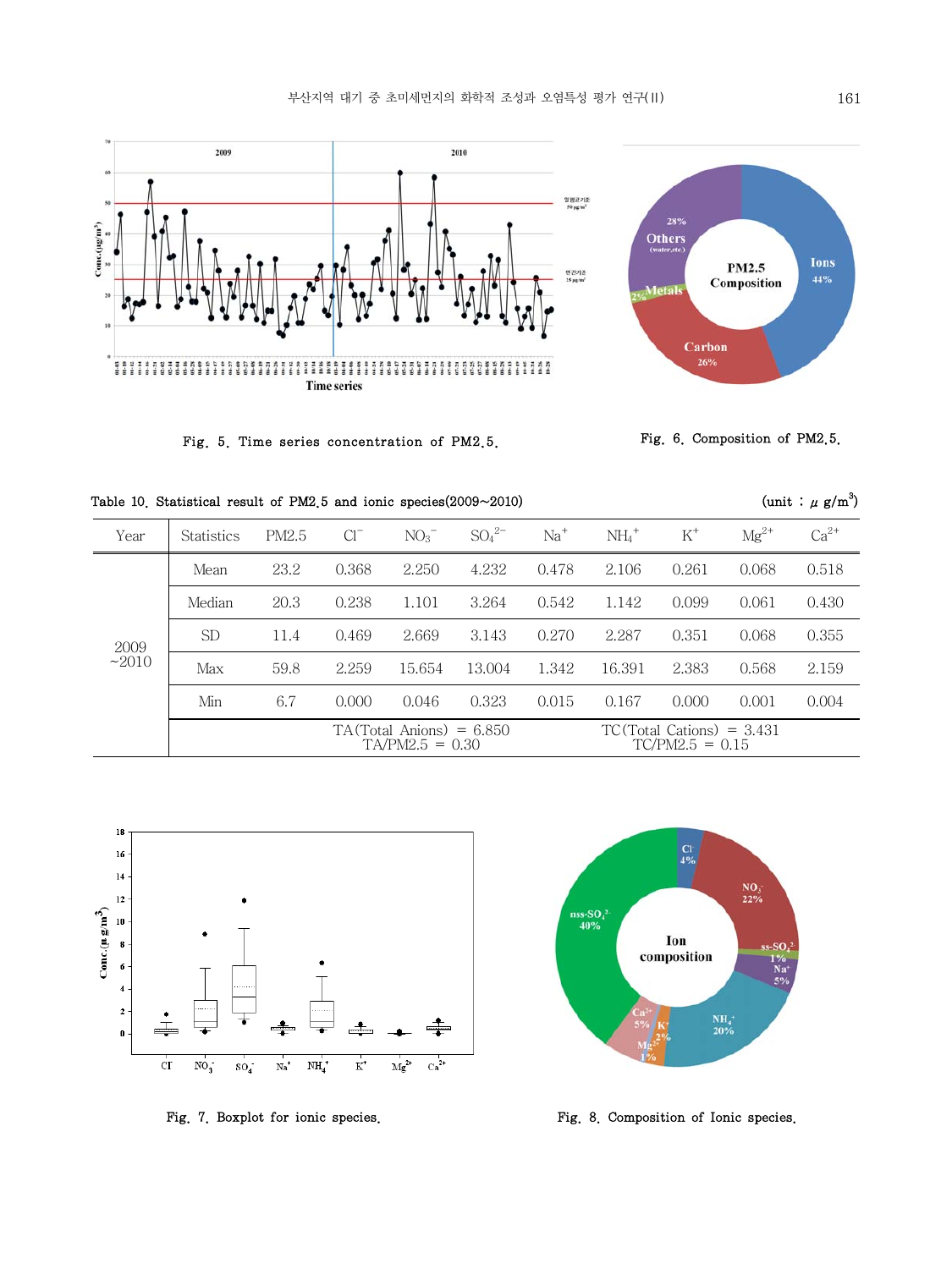Fig. 5. Time series concentration of PM2.5.

Fig. 6. Composition of PM2.5.

Table 10. Statistical result of PM2.5 and ionic species(2009~2010) (unit : $\mu$ g/m$^3$)

| Year | Statistics | PM2.5 | $Cl^-$ | $NO_3^-$ | $SO_4^{2-}$ | $Na^+$ | $NH_4^+$ | $K^+$ | $Mg^{2+}$ | $Ca^{2+}$ |
|---|---|---|---|---|---|---|---|---|---|---|
| 2009 ~2010 | Mean | 23.2 | 0.368 | 2.250 | 4.232 | 0.478 | 2.106 | 0.261 | 0.068 | 0.518 |
| | Median | 20.3 | 0.238 | 1.101 | 3.264 | 0.542 | 1.142 | 0.099 | 0.061 | 0.430 |
| | SD | 11.4 | 0.469 | 2.669 | 3.143 | 0.270 | 2.287 | 0.351 | 0.068 | 0.355 |
| | Max | 59.8 | 2.259 | 15.654 | 13.004 | 1.342 | 16.391 | 2.383 | 0.568 | 2.159 |
| | Min | 6.7 | 0.000 | 0.046 | 0.323 | 0.015 | 0.167 | 0.000 | 0.001 | 0.004 |
| | | TA(Total Anions) = 6.850 TA/PM2.5 = 0.30 | | | | | TC(Total Cations) = 3.431 TC/PM2.5 = 0.15 | | | |

Fig. 7. Boxplot for ionic species.

Fig. 8. Composition of Ionic species.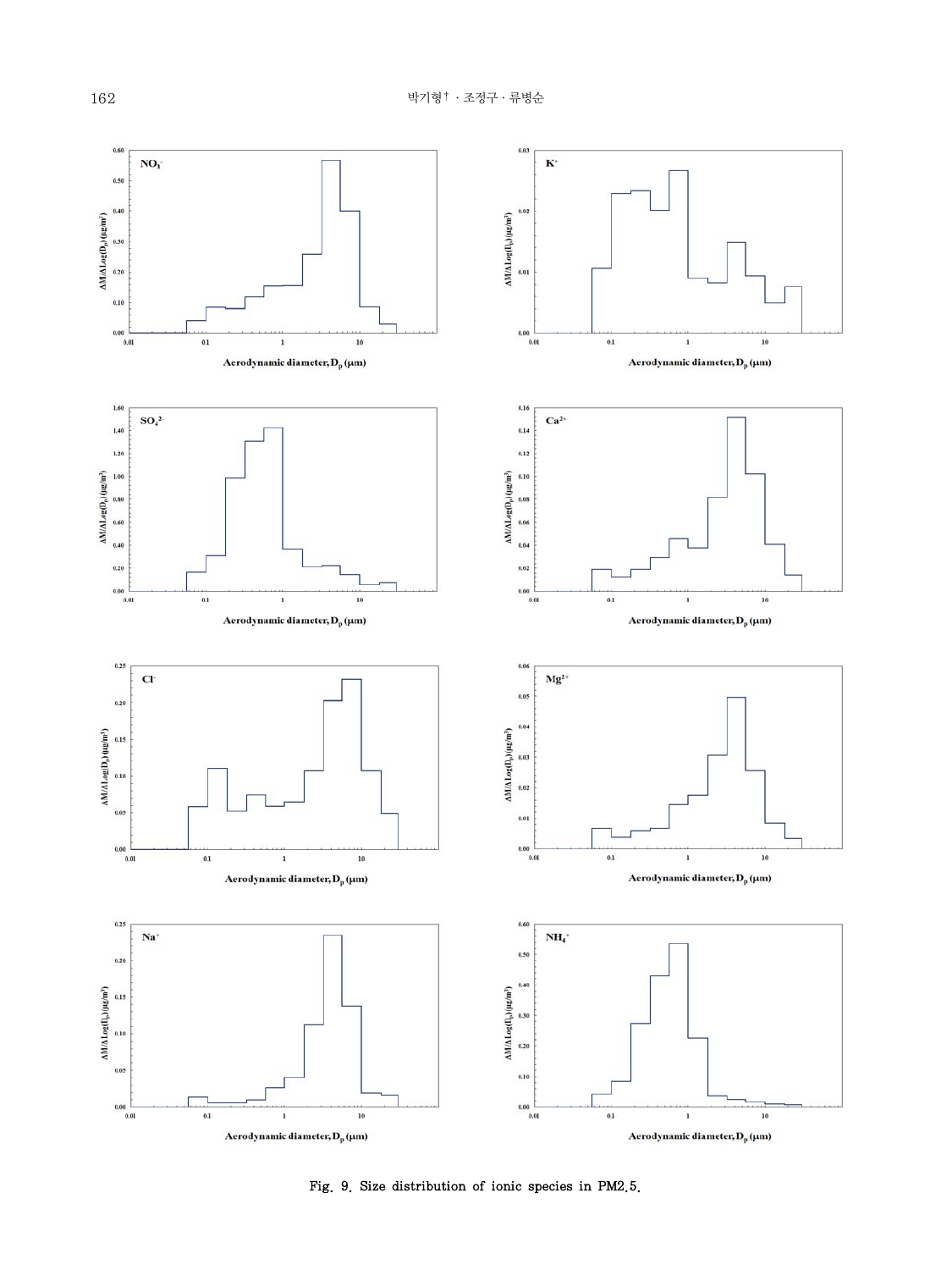Fig. 9. Size distribution of ionic species in PM2.5.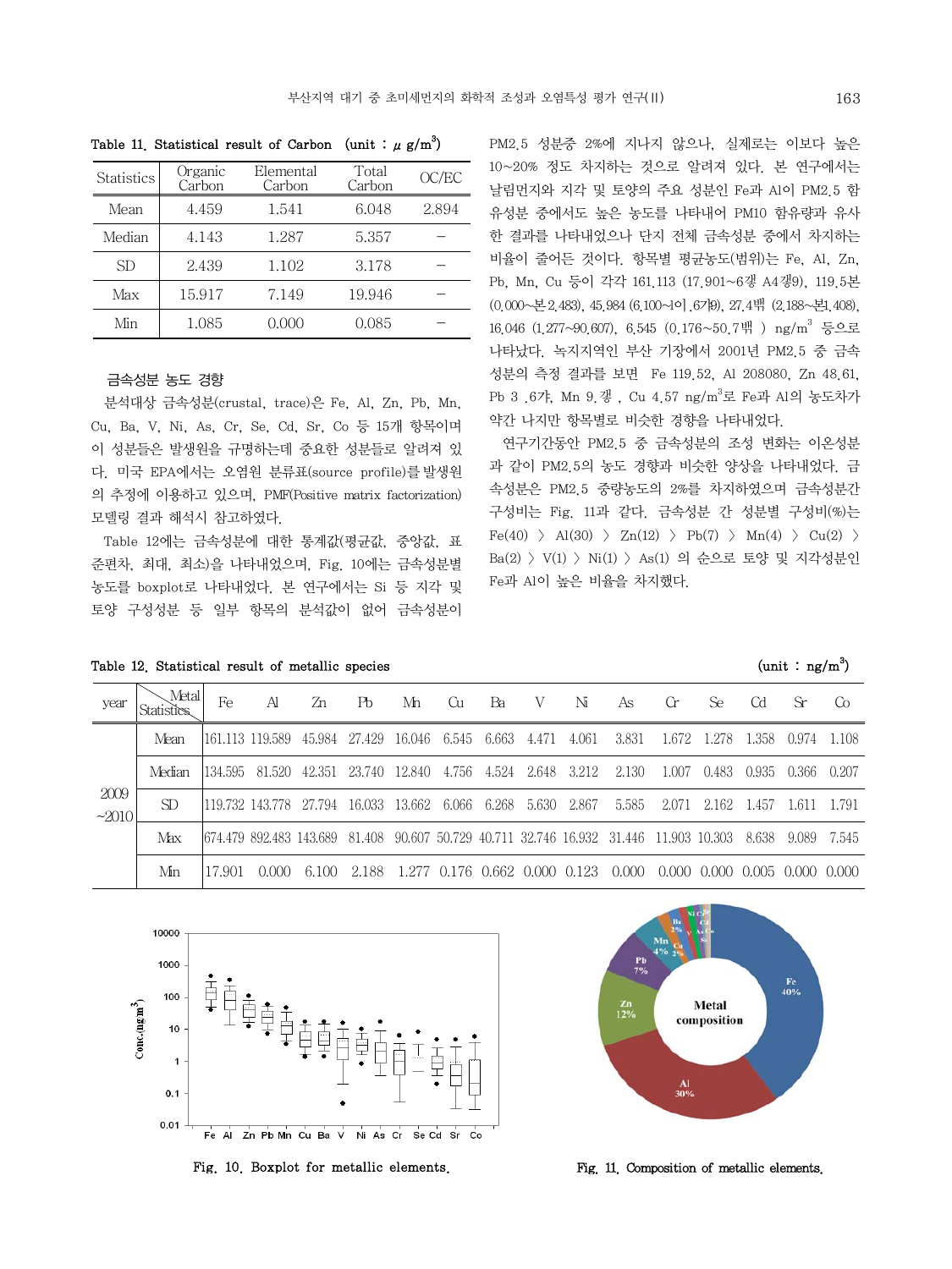Table 11. Statistical result of Carbon (unit : $\mu$ g/m$^3$)

| Statistics | Organic Carbon | Elemental Carbon | Total Carbon | OC/EC |
|---|---|---|---|---|
| Mean | 4.459 | 1.541 | 6.048 | 2.894 |
| Median | 4.143 | 1.287 | 5.357 | – |
| SD | 2.439 | 1.102 | 3.178 | – |
| Max | 15.917 | 7.149 | 19.946 | – |
| Min | 1.085 | 0.000 | 0.085 | – |

### 금속성분 농도 경향

분석대상 금속성분(crustal, trace)은 Fe, Al, Zn, Pb, Mn, Cu, Ba, V, Ni, As, Cr, Se, Cd, Sr, Co 등 15개 항목이며 이 성분들은 발생원을 규명하는데 중요한 성분들로 알려져 있다. 미국 EPA에서는 오염원 분류표(source profile)를 발생원의 추정에 이용하고 있으며, PMF(Positive matrix factorization) 모델링 결과 해석시 참고하였다.

Table 12에는 금속성분에 대한 통계값(평균값, 중앙값, 표준편차, 최대, 최소)을 나타내었으며, Fig. 10에는 금속성분별 농도를 boxplot로 나타내었다. 본 연구에서는 Si 등 지각 및 토양 구성성분 등 일부 항목의 분석값이 없어 금속성분이 PM2.5 성분중 2%에 지나지 않으나, 실제로는 이보다 높은 10~20% 정도 차지하는 것으로 알려져 있다. 본 연구에서는 날림먼지와 지각 및 토양의 주요 성분인 Fe과 Al이 PM2.5 함유성분 중에서도 높은 농도를 나타내어 PM10 함유량과 유사한 결과를 나타내었으나 단지 전체 금속성분 중에서 차지하는 비율이 줄어든 것이다. 항목별 평균농도(범위)는 Fe, Al, Zn, Pb, Mn, Cu 등이 각각 161.113 (17.901~674.479), 119.589 (0.000~892.483), 45.984 (6.100~143.689), 27.429 (2.188~81.408), 16.046 (1.277~90.607), 6.545 (0.176~50.729) ng/m$^3$ 등으로 나타났다. 녹지지역인 부산 기장에서 2001년 PM2.5 중 금속성분의 측정 결과를 보면 Fe 119.52, Al 208.80, Zn 48.61, Pb 36.7, Mn 9.2, Cu 4.57 ng/m$^3$로 Fe과 Al의 농도차가 약간 나지만 항목별로 비슷한 경향을 나타내었다.

연구기간동안 PM2.5 중 금속성분의 조성 변화는 이온성분과 같이 PM2.5의 농도 경향과 비슷한 양상을 나타내었다. 금속성분은 PM2.5 중량농도의 2%를 차지하였으며 금속성분간 구성비는 Fig. 11과 같다. 금속성분 간 성분별 구성비(%)는 Fe(40) 〉 Al(30) 〉 Zn(12) 〉 Pb(7) 〉 Mn(4) 〉 Cu(2) 〉 Ba(2) 〉 V(1) 〉 Ni(1) 〉 As(1) 의 순으로 토양 및 지각성분인 Fe과 Al이 높은 비율을 차지했다.

Table 12. Statistical result of metallic species (unit : ng/m$^3$)

| year | Statistics \ Metal | Fe | Al | Zn | Pb | Mn | Cu | Ba | V | Ni | As | Cr | Se | Cd | Sr | Co |
|---|---|---|---|---|---|---|---|---|---|---|---|---|---|---|---|---|
| 2009 ~2010 | Mean | 161.113 | 119.589 | 45.984 | 27.429 | 16.046 | 6.545 | 6.663 | 4.471 | 4.061 | 3.831 | 1.672 | 1.278 | 1.358 | 0.974 | 1.108 |
| | Median | 134.595 | 81.520 | 42.351 | 23.740 | 12.840 | 4.756 | 4.524 | 2.648 | 3.212 | 2.130 | 1.007 | 0.483 | 0.935 | 0.366 | 0.207 |
| | SD | 119.732 | 143.778 | 27.794 | 16.033 | 13.662 | 6.066 | 6.268 | 5.630 | 2.867 | 5.585 | 2.071 | 2.162 | 1.457 | 1.611 | 1.791 |
| | Max | 674.479 | 892.483 | 143.689 | 81.408 | 90.607 | 50.729 | 40.711 | 32.746 | 16.932 | 31.446 | 11.903 | 10.303 | 8.638 | 9.089 | 7.545 |
| | Min | 17.901 | 0.000 | 6.100 | 2.188 | 1.277 | 0.176 | 0.662 | 0.000 | 0.123 | 0.000 | 0.000 | 0.000 | 0.005 | 0.000 | 0.000 |

Fig. 10. Boxplot for metallic elements.

Fig. 11. Composition of metallic elements.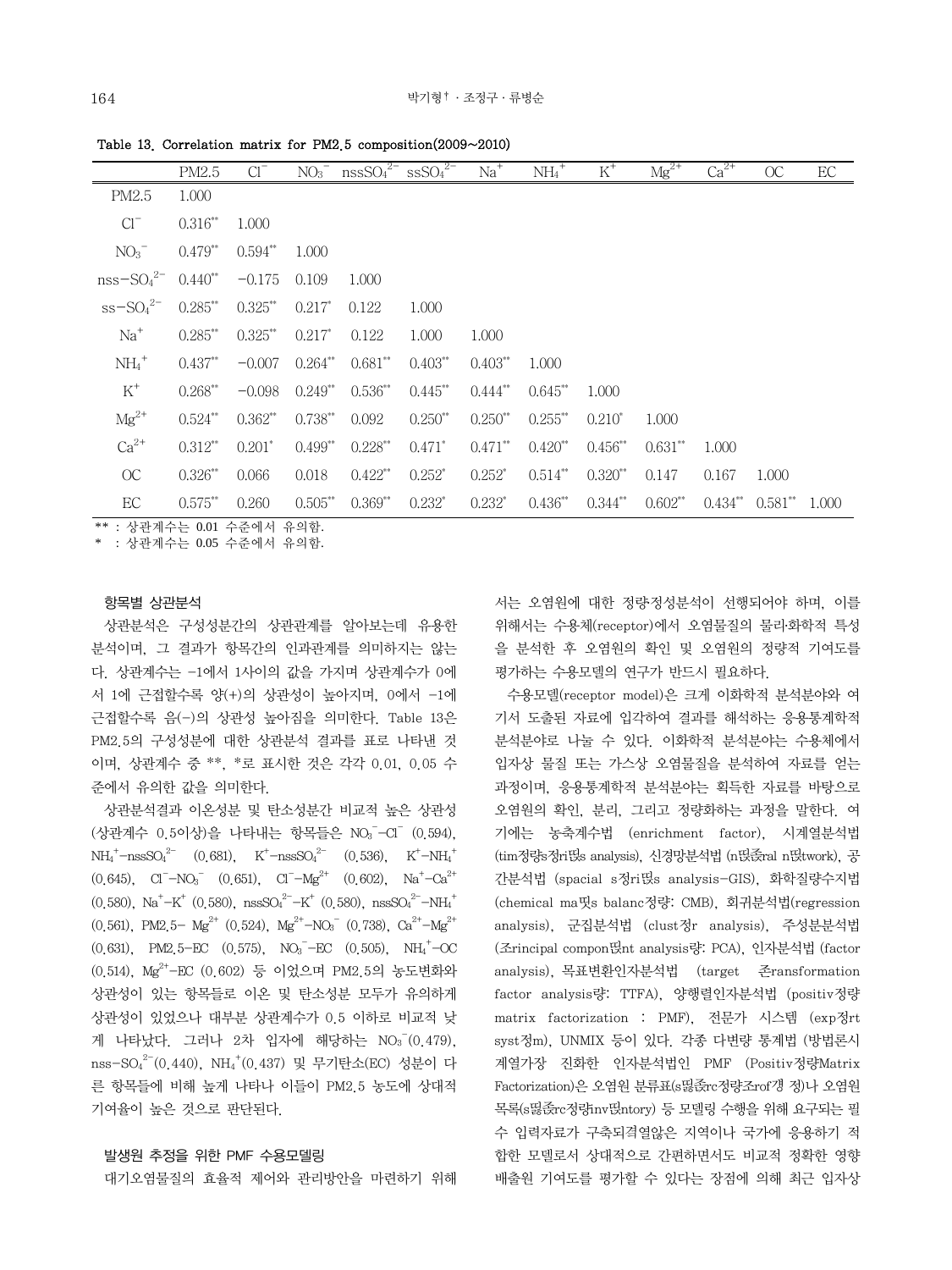Table 13. Correlation matrix for PM2.5 composition(2009~2010)

| | PM2.5 | $Cl^-$ | $NO_3^-$ | $nssSO_4^{2-}$ | $ssSO_4^{2-}$ | $Na^+$ | $NH_4^+$ | $K^+$ | $Mg^{2+}$ | $Ca^{2+}$ | OC | EC |
|---|---|---|---|---|---|---|---|---|---|---|---|---|
| PM2.5 | 1.000 | | | | | | | | | | | |
| $Cl^-$ | 0.316** | 1.000 | | | | | | | | | | |
| $NO_3^-$ | 0.479** | 0.594** | 1.000 | | | | | | | | | |
| $nss-SO_4^{2-}$ | 0.440** | −0.175 | 0.109 | 1.000 | | | | | | | | |
| $ss-SO_4^{2-}$ | 0.285** | 0.325** | 0.217* | 0.122 | 1.000 | | | | | | | |
| $Na^+$ | 0.285** | 0.325** | 0.217* | 0.122 | 1.000 | 1.000 | | | | | | |
| $NH_4^+$ | 0.437** | −0.007 | 0.264** | 0.681** | 0.403** | 0.403** | 1.000 | | | | | |
| $K^+$ | 0.268** | −0.098 | 0.249** | 0.536** | 0.445** | 0.444** | 0.645** | 1.000 | | | | |
| $Mg^{2+}$ | 0.524** | 0.362** | 0.738** | 0.092 | 0.250** | 0.250** | 0.255** | 0.210* | 1.000 | | | |
| $Ca^{2+}$ | 0.312** | 0.201* | 0.499** | 0.228** | 0.471* | 0.471** | 0.420** | 0.456** | 0.631** | 1.000 | | |
| OC | 0.326** | 0.066 | 0.018 | 0.422** | 0.252* | 0.252* | 0.514** | 0.320** | 0.147 | 0.167 | 1.000 | |
| EC | 0.575** | 0.260 | 0.505** | 0.369** | 0.232* | 0.232* | 0.436** | 0.344** | 0.602** | 0.434** | 0.581** | 1.000 |

** : 상관계수는 0.01 수준에서 유의함.
* : 상관계수는 0.05 수준에서 유의함.

### 항목별 상관분석

상관분석은 구성성분간의 상관관계를 알아보는데 유용한 분석이며, 그 결과가 항목간의 인과관계를 의미하지는 않는다. 상관계수는 -1에서 1사이의 값을 가지며 상관계수가 0에서 1에 근접할수록 양(+)의 상관성이 높아지며, 0에서 -1에 근접할수록 음(-)의 상관성 높아짐을 의미한다. Table 13은 PM2.5의 구성성분에 대한 상관분석 결과를 표로 나타낸 것이며, 상관계수 중 **, *로 표시한 것은 각각 0.01, 0.05 수준에서 유의한 값을 의미한다.

상관분석결과 이온성분 및 탄소성분간 비교적 높은 상관성(상관계수 0.5이상)을 나타내는 항목들은 $NO_3^-$-$Cl^-$ (0.594), $NH_4^+$-$nssSO_4^{2-}$ (0.681), $K^+$-$nssSO_4^{2-}$ (0.536), $K^+$-$NH_4^+$ (0.645), $Cl^-$-$NO_3^-$ (0.651), $Cl^-$-$Mg^{2+}$ (0.602), $Na^+$-$Ca^{2+}$ (0.580), $Na^+$-$K^+$ (0.580), $nssSO_4^{2-}$-$K^+$ (0.580), $nssSO_4^{2-}$-$NH_4^+$ (0.561), PM2.5- $Mg^{2+}$ (0.524), $Mg^{2+}$-$NO_3^-$ (0.738), $Ca^{2+}$-$Mg^{2+}$ (0.631), PM2.5-EC (0.575), $NO_3^-$-EC (0.505), $NH_4^+$-OC (0.514), $Mg^{2+}$-EC (0.602) 등 이었으며 PM2.5의 농도변화와 상관성이 있는 항목들로 이온 및 탄소성분 모두가 유의하게 상관성이 있었으나 대부분 상관계수가 0.5 이하로 비교적 낮게 나타났다. 그러나 2차 입자에 해당하는 $NO_3^-$(0.479), $nss-SO_4^{2-}$(0.440), $NH_4^+$(0.437) 및 무기탄소(EC) 성분이 다른 항목들에 비해 높게 나타나 이들이 PM2.5 농도에 상대적 기여율이 높은 것으로 판단된다.

### 발생원 추정을 위한 PMF 수용모델링

대기오염물질의 효율적 제어와 관리방안을 마련하기 위해서는 오염원에 대한 정량·정성분석이 선행되어야 하며, 이를 위해서는 수용체(receptor)에서 오염물질의 물리·화학적 특성을 분석한 후 오염원의 확인 및 오염원의 정량적 기여도를 평가하는 수용모델의 연구가 반드시 필요하다.

수용모델(receptor model)은 크게 이화학적 분석분야와 여기서 도출된 자료에 입각하여 결과를 해석하는 응용통계학적 분석분야로 나눌 수 있다. 이화학적 분석분야는 수용체에서 입자상 물질 또는 가스상 오염물질을 분석하여 자료를 얻는 과정이며, 응용통계학적 분석분야는 획득한 자료를 바탕으로 오염원의 확인, 분리, 그리고 정량화하는 과정을 말한다. 여기에는 농축계수법 (enrichment factor), 시계열분석법 (tim정량s정ri떲s analysis), 신경망분석법 (n떲逫ral n떲twork), 공간분석법 (spacial s정ri떲s analysis-GIS), 화학질량수지법 (chemical ma떳s balanc정량: CMB), 회귀분석법(regression analysis), 군집분석법 (clust정r analysis), 주성분분석법 (조rincipal compon떲nt analysis량: PCA), 인자분석법 (factor analysis), 목표변환인자분석법 (target 존ransformation factor analysis량: TTFA), 양행렬인자분석법 (positiv정량 matrix factorization : PMF), 전문가 시스템 (exp정rt syst정m), UNMIX 등이 있다. 각종 다변량 통계법 (방법론시계열가장 진화한 인자분석법인 PMF (Positiv정량Matrix Factorization)은 오염원 분류표(s떲逫rc정량조rof갱 정)나 오염원 목록(s떲逫rc정량inv떲ntory) 등 모델링 수행을 위해 요구되는 필수 입력자료가 구축되격열않은 지역이나 국가에 응용하기 적합한 모델로서 상대적으로 간편하면서도 비교적 정확한 영향 배출원 기여도를 평가할 수 있다는 장점에 의해 최근 입자상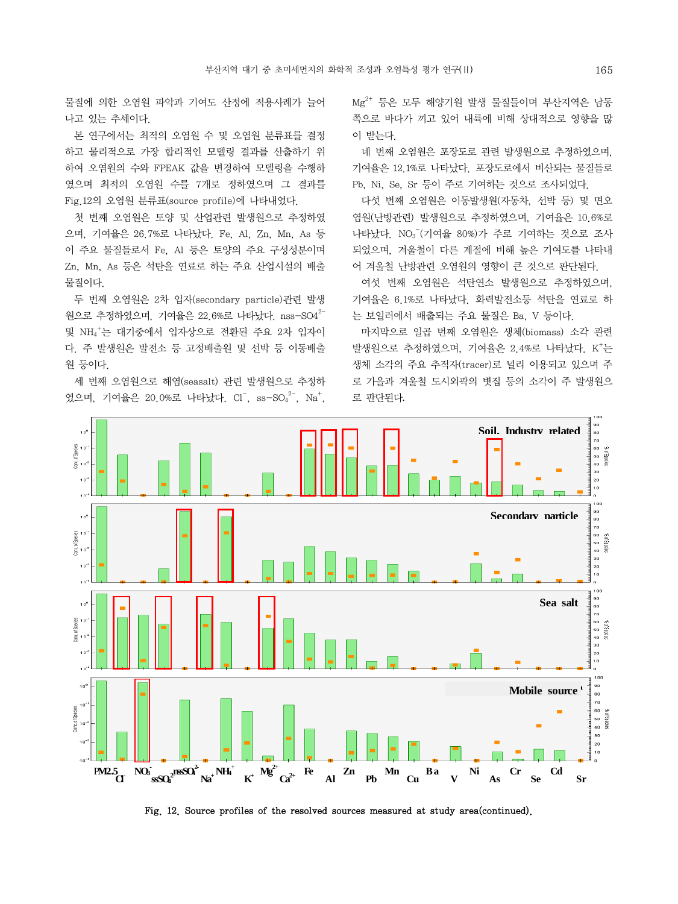물질에 의한 오염원 파악과 기여도 산정에 적용사례가 늘어나고 있는 추세이다.

본 연구에서는 최적의 오염원 수 및 오염원 분류표를 결정하고 물리적으로 가장 합리적인 모델링 결과를 산출하기 위하여 오염원의 수와 FPEAK 값을 변경하여 모델링을 수행하였으며 최적의 오염원 수를 7개로 정하였으며 그 결과를 Fig.12의 오염원 분류표(source profile)에 나타내었다.

첫 번째 오염원은 토양 및 산업관련 발생원으로 추정하였으며, 기여율은 26.7%로 나타났다. Fe, Al, Zn, Mn, As 등이 주요 물질들로서 Fe, Al 등은 토양의 주요 구성성분이며 Zn, Mn, As 등은 석탄을 연료로 하는 주요 산업시설의 배출물질이다.

두 번째 오염원은 2차 입자(secondary particle)관련 발생원으로 추정하였으며, 기여율은 22.6%로 나타났다. nss-$SO_4^{2-}$ 및 $NH_4^+$는 대기중에서 입자상으로 전환된 주요 2차 입자이다. 주 발생원은 발전소 등 고정배출원 및 선박 등 이동배출원 등이다.

세 번째 오염원으로 해염(seasalt) 관련 발생원으로 추정하였으며, 기여율은 20.0%로 나타났다. $Cl^-$, ss-$SO_4^{2-}$, $Na^+$, $Mg^{2+}$ 등은 모두 해양기원 발생 물질들이며 부산지역은 남동쪽으로 바다가 끼고 있어 내륙에 비해 상대적으로 영향을 많이 받는다.

네 번째 오염원은 포장도로 관련 발생원으로 추정하였으며, 기여율은 12.1%로 나타났다. 포장도로에서 비산되는 물질들로 Pb, Ni, Se, Sr 등이 주로 기여하는 것으로 조사되었다.

다섯 번째 오염원은 이동발생원(자동차, 선박 등) 및 면오염원(난방관련) 발생원으로 추정하였으며, 기여율은 10.6%로 나타났다. $NO_3^-$(기여율 80%)가 주로 기여하는 것으로 조사되었으며, 겨울철이 다른 계절에 비해 높은 기여도를 나타내어 겨울철 난방관련 오염원의 영향이 큰 것으로 판단된다.

여섯 번째 오염원은 석탄연소 발생원으로 추정하였으며, 기여율은 6.1%로 나타났다. 화력발전소등 석탄을 연료로 하는 보일러에서 배출되는 주요 물질은 Ba, V 등이다.

마지막으로 일곱 번째 오염원은 생체(biomass) 소각 관련 발생원으로 추정하였으며, 기여율은 2.4%로 나타났다. $K^+$는 생체 소각의 주요 추적자(tracer)로 널리 이용되고 있으며 주로 가을과 겨울철 도시외곽의 볏집 등의 소각이 주 발생원으로 판단된다.

Fig. 12. Source profiles of the resolved sources measured at study area(continued).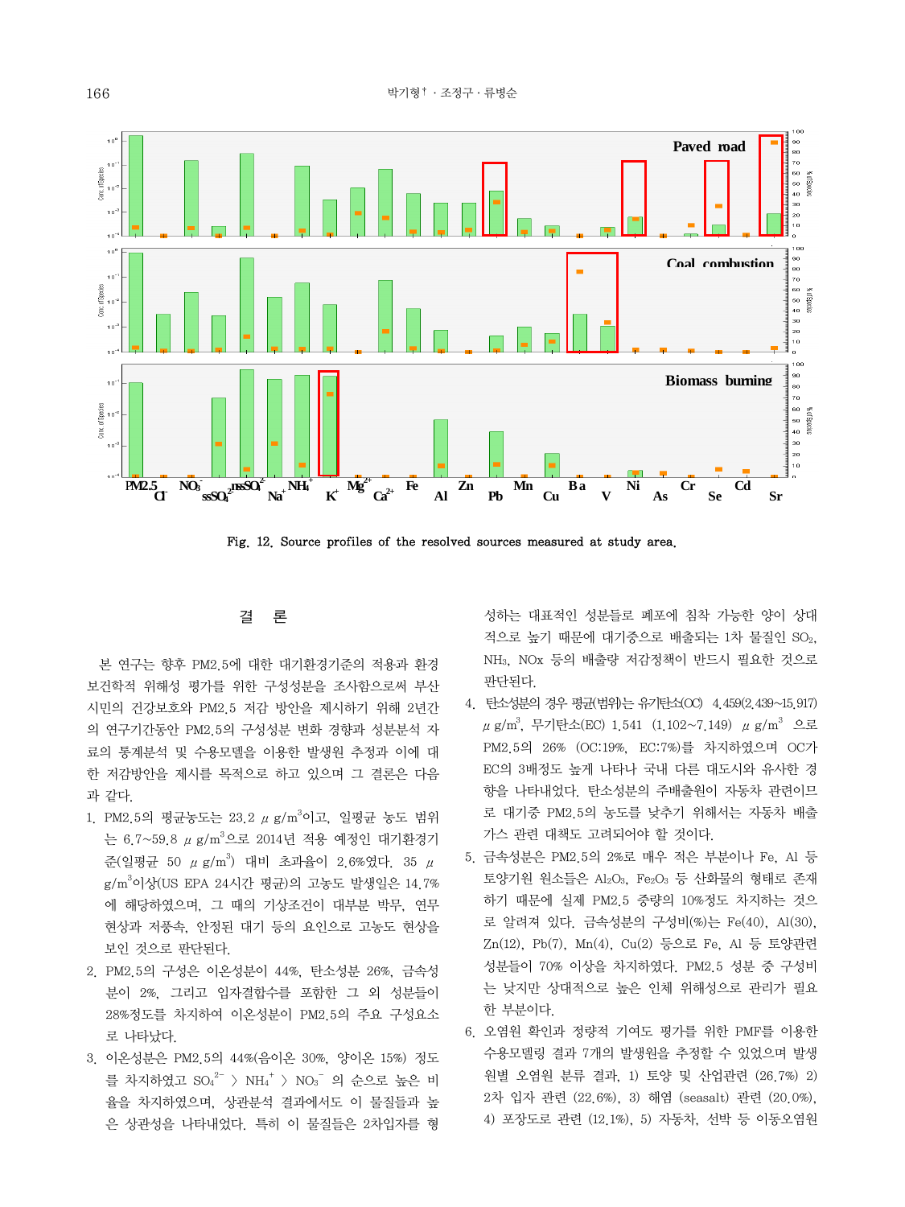Fig. 12. Source profiles of the resolved sources measured at study area.

## 결 론

본 연구는 향후 PM2.5에 대한 대기환경기준의 적용과 환경보건학적 위해성 평가를 위한 구성성분을 조사함으로써 부산시민의 건강보호와 PM2.5 저감 방안을 제시하기 위해 2년간의 연구기간동안 PM2.5의 구성성분 변화 경향과 성분분석 자료의 통계분석 및 수용모델을 이용한 발생원 추정과 이에 대한 저감방안을 제시를 목적으로 하고 있으며 그 결론은 다음과 같다.

1. PM2.5의 평균농도는 23.2 $\mu g/m^3$이고, 일평균 농도 범위는 6.7~59.8 $\mu g/m^3$으로 2014년 적용 예정인 대기환경기준(일평균 50 $\mu g/m^3$) 대비 초과율이 2.6%였다. 35 $\mu g/m^3$이상(US EPA 24시간 평균)의 고농도 발생일은 14.7%에 해당하였으며, 그 때의 기상조건이 대부분 박무, 연무현상과 저풍속, 안정된 대기 등의 요인으로 고농도 현상을 보인 것으로 판단된다.
2. PM2.5의 구성은 이온성분이 44%, 탄소성분 26%, 금속성분이 2%, 그리고 입자결합수를 포함한 그 외 성분들이 28%정도를 차지하여 이온성분이 PM2.5의 주요 구성요소로 나타났다.
3. 이온성분은 PM2.5의 44%(음이온 30%, 양이온 15%) 정도를 차지하였고 $SO_4^{2-}$ > $NH_4^+$ > $NO_3^-$ 의 순으로 높은 비율을 차지하였으며, 상관분석 결과에서도 이 물질들과 높은 상관성을 나타내었다. 특히 이 물질들은 2차입자를 형성하는 대표적인 성분들로 폐포에 침착 가능한 양이 상대적으로 높기 때문에 대기중으로 배출되는 1차 물질인 $SO_2$, $NH_3$, NOx 등의 배출량 저감정책이 반드시 필요한 것으로 판단된다.
4. 탄소성분의 경우 평균(범위)는 유기탄소(OC) 4.459(2.439~15.917) $\mu g/m^3$, 무기탄소(EC) 1.541 (1.102~7.149) $\mu g/m^3$ 으로 PM2.5의 26% (OC:19%, EC:7%)를 차지하였으며 OC가 EC의 3배정도 높게 나타나 국내 다른 대도시와 유사한 경향을 나타내었다. 탄소성분의 주배출원이 자동차 관련이므로 대기중 PM2.5의 농도를 낮추기 위해서는 자동차 배출가스 관련 대책도 고려되어야 할 것이다.
5. 금속성분은 PM2.5의 2%로 매우 적은 부분이나 Fe, Al 등 토양기원 원소들은 $Al_2O_3$, $Fe_2O_3$ 등 산화물의 형태로 존재하기 때문에 실제 PM2.5 중량의 10%정도 차지하는 것으로 알려져 있다. 금속성분의 구성비(%)는 Fe(40), Al(30), Zn(12), Pb(7), Mn(4), Cu(2) 등으로 Fe, Al 등 토양관련 성분들이 70% 이상을 차지하였다. PM2.5 성분 중 구성비는 낮지만 상대적으로 높은 인체 위해성으로 관리가 필요한 부분이다.
6. 오염원 확인과 정량적 기여도 평가를 위한 PMF를 이용한 수용모델링 결과 7개의 발생원을 추정할 수 있었으며 발생원별 오염원 분류 결과, 1) 토양 및 산업관련 (26.7%) 2) 2차 입자 관련 (22.6%), 3) 해염 (seasalt) 관련 (20.0%), 4) 포장도로 관련 (12.1%), 5) 자동차, 선박 등 이동오염원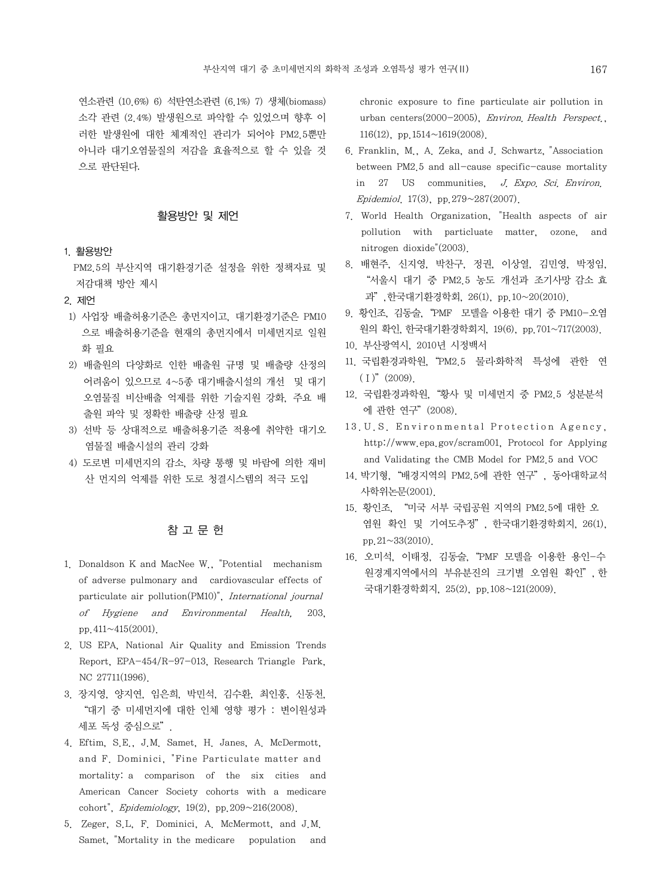연소관련 (10.6%) 6) 석탄연소관련 (6.1%) 7) 생체(biomass) 소각 관련 (2.4%) 발생원으로 파악할 수 있었으며 향후 이러한 발생원에 대한 체계적인 관리가 되어야 PM2.5뿐만 아니라 대기오염물질의 저감을 효율적으로 할 수 있을 것으로 판단된다.

## 활용방안 및 제언

### 1. 활용방안

PM2.5의 부산지역 대기환경기준 설정을 위한 정책자료 및 저감대책 방안 제시

### 2. 제언

1) 사업장 배출허용기준은 총먼지이고, 대기환경기준은 PM10으로 배출허용기준을 현재의 총먼지에서 미세먼지로 일원화 필요
2) 배출원의 다양화로 인한 배출원 규명 및 배출량 산정의 어려움이 있으므로 4~5종 대기배출시설의 개선 및 대기오염물질 비산배출 억제를 위한 기술지원 강화, 주요 배출원 파악 및 정확한 배출량 산정 필요
3) 선박 등 상대적으로 배출허용기준 적용에 취약한 대기오염물질 배출시설의 관리 강화
4) 도로변 미세먼지의 감소, 차량 통행 및 바람에 의한 재비산 먼지의 억제를 위한 도로 청결시스템의 적극 도입

## 참 고 문 헌

1. Donaldson K and MacNee W., "Potential mechanism of adverse pulmonary and cardiovascular effects of particulate air pollution(PM10)", *International journal of Hygiene and Environmental Health,* 203, pp.411~415(2001).
2. US EPA, National Air Quality and Emission Trends Report, EPA-454/R-97-013, Research Triangle Park, NC 27711(1996).
3. 장지영, 양지연, 임은희, 박민석, 김수환, 최인홍, 신동천, "대기 중 미세먼지에 대한 인체 영향 평가 : 변이원성과 세포 독성 중심으로".
4. Eftim, S.E., J.M. Samet, H. Janes, A. McDermott, and F. Dominici, "Fine Particulate matter and mortality: a comparison of the six cities and American Cancer Society cohorts with a medicare cohort", *Epidemiology*, 19(2), pp.209~216(2008).
5. Zeger, S.L, F. Dominici, A. McMermott, and J.M. Samet, "Mortality in the medicare population and chronic exposure to fine particulate air pollution in urban centers(2000-2005), *Environ. Health Perspect.*, 116(12), pp.1514~1619(2008).
6. Franklin, M., A. Zeka, and J. Schwartz, "Association between PM2.5 and all-cause specific-cause mortality in 27 US communities, *J. Expo. Sci. Environ. Epidemiol.* 17(3), pp.279~287(2007).
7. World Health Organization, "Health aspects of air pollution with particluate matter, ozone, and nitrogen dioxide"(2003).
8. 배현주, 신지영, 박찬구, 정권, 이상열, 김민영, 박정임, "서울시 대기 중 PM2.5 농도 개선과 조기사망 감소 효과", 한국대기환경학회, 26(1), pp.10~20(2010).
9. 황인조, 김동술, "PMF 모델을 이용한 대기 중 PM10-오염원의 확인, 한국대기환경학회지, 19(6), pp.701~717(2003).
10. 부산광역시, 2010년 시정백서
11. 국립환경과학원, "PM2.5 물리·화학적 특성에 관한 연 (Ⅰ)"(2009).
12. 국립환경과학원, "황사 및 미세먼지 중 PM2.5 성분분석에 관한 연구"(2008).
13. U.S. Environmental Protection Agency, http://www.epa.gov/scram001, Protocol for Applying and Validating the CMB Model for PM2.5 and VOC
14. 박기형, "배경지역의 PM2.5에 관한 연구", 동아대학교석사학위논문(2001).
15. 황인조, "미국 서부 국립공원 지역의 PM2.5에 대한 오염원 확인 및 기여도추정", 한국대기환경학회지, 26(1), pp.21~33(2010).
16. 오미석, 이태정, 김동술, "PMF 모델을 이용한 용인-수원경계지역에서의 부유분진의 크기별 오염원 확인", 한국대기환경학회지, 25(2), pp.108~121(2009).